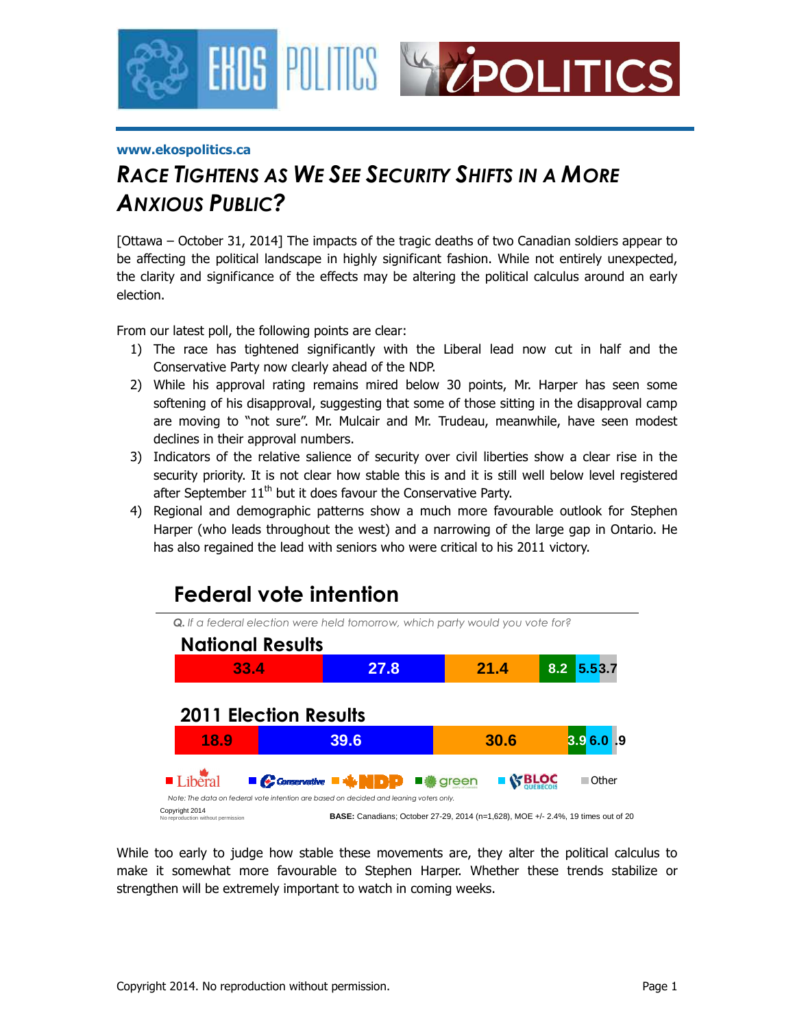**www.ekospolitics.ca**

# *Race Tightens as We See Security Shifts in a More Anxious Public?*

[Ottawa – October 31, 2014] The impacts of the tragic deaths of two Canadian soldiers appear to be affecting the political landscape in highly significant fashion. While not entirely unexpected, the clarity and significance of the effects may be altering the political calculus around an early election.

From our latest poll, the following points are clear:

1) The race has tightened significantly with the Liberal lead now cut in half and the Conservative Party now clearly ahead of the NDP.
2) While his approval rating remains mired below 30 points, Mr. Harper has seen some softening of his disapproval, suggesting that some of those sitting in the disapproval camp are moving to "not sure". Mr. Mulcair and Mr. Trudeau, meanwhile, have seen modest declines in their approval numbers.
3) Indicators of the relative salience of security over civil liberties show a clear rise in the security priority. It is not clear how stable this is and it is still well below level registered after September 11th but it does favour the Conservative Party.
4) Regional and demographic patterns show a much more favourable outlook for Stephen Harper (who leads throughout the west) and a narrowing of the large gap in Ontario. He has also regained the lead with seniors who were critical to his 2011 victory.

## Federal vote intention

*Q. If a federal election were held tomorrow, which party would you vote for?*

| | Liberal | Conservative | NDP | Green | Bloc Québécois | Other |
|---|---|---|---|---|---|---|
| National Results | 33.4 | 27.8 | 21.4 | 8.2 | 5.5 | 3.7 |
| 2011 Election Results | 18.9 | 39.6 | 30.6 | 3.9 | 6.0 | .9 |

*Note: The data on federal vote intention are based on decided and leaning voters only.*

Copyright 2014
No reproduction without permission

**BASE:** Canadians; October 27-29, 2014 (n=1,628), MOE +/- 2.4%, 19 times out of 20

While too early to judge how stable these movements are, they alter the political calculus to make it somewhat more favourable to Stephen Harper. Whether these trends stabilize or strengthen will be extremely important to watch in coming weeks.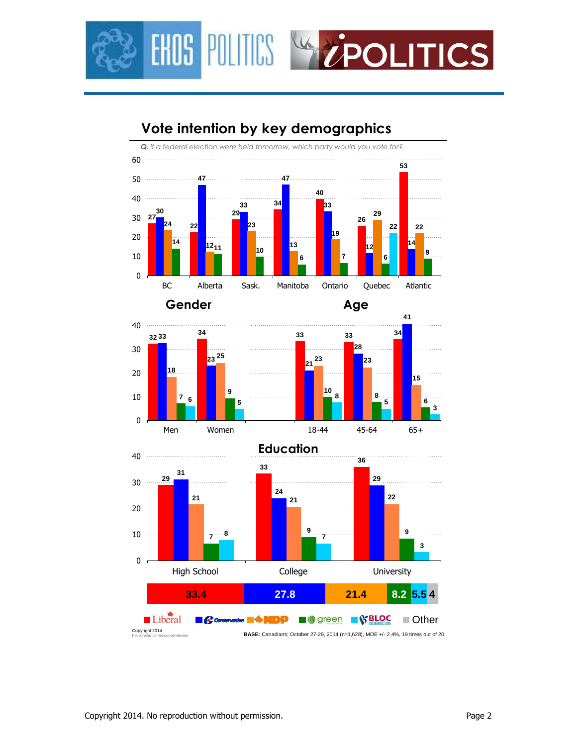# Vote intention by key demographics

*Q. If a federal election were held tomorrow, which party would you vote for?*

| Region | Liberal | Conservative | NDP | Green | Bloc |
|---|---|---|---|---|---|
| BC | 27 | 30 | 24 | 14 | |
| Alberta | 22 | 47 | 12 | 11 | |
| Sask. | 29 | 33 | 23 | 10 | |
| Manitoba | 34 | 47 | 13 | 6 | |
| Ontario | 40 | 33 | 19 | 7 | |
| Quebec | 26 | 12 | 29 | 6 | 22 |
| Atlantic | 53 | 14 | 22 | 9 | |

## Gender

| | Liberal | Conservative | NDP | Green | Other |
|---|---|---|---|---|---|
| Men | 32 | 33 | 18 | 7 | 6 |
| Women | 34 | 23 | 25 | 9 | 5 |

## Age

| | Liberal | Conservative | NDP | Green | Other |
|---|---|---|---|---|---|
| 18-44 | 33 | 21 | 23 | 10 | 8 |
| 45-64 | 33 | 28 | 23 | 8 | 5 |
| 65+ | 34 | 41 | 15 | 6 | 3 |

## Education

| | Liberal | Conservative | NDP | Green | Other |
|---|---|---|---|---|---|
| High School | 29 | 31 | 21 | 7 | 8 |
| College | 33 | 24 | 21 | 9 | 7 |
| University | 36 | 29 | 22 | 9 | 3 |

Overall: Liberal 33.4 | Conservative 27.8 | NDP 21.4 | Green 8.2 | Bloc 5.5 | Other 4

Liberal | Conservative | NDP | green | BLOC | Other

Copyright 2014
No reproduction without permission

**BASE:** Canadians; October 27-29, 2014 (n=1,628), MOE +/- 2.4%, 19 times out of 20

Copyright 2014. No reproduction without permission.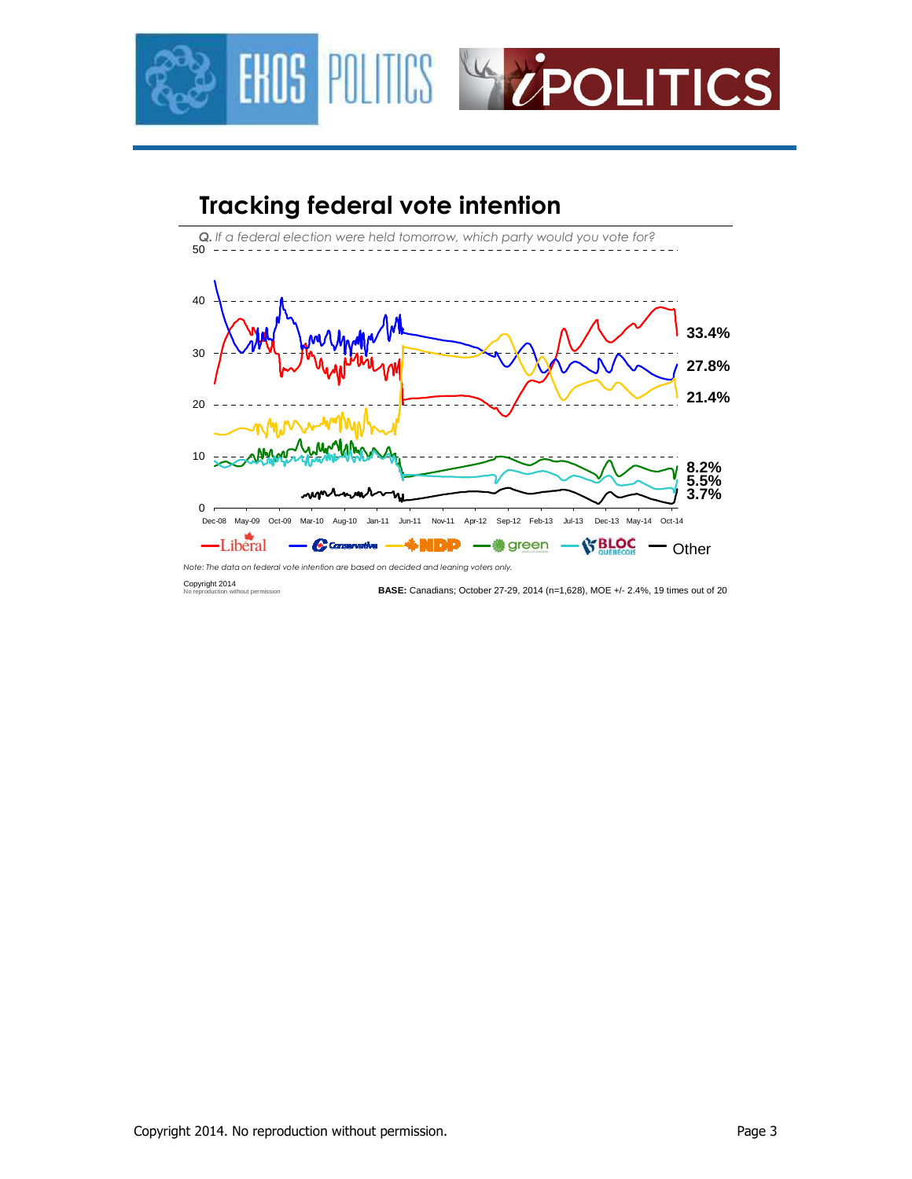## Tracking federal vote intention

*Q. If a federal election were held tomorrow, which party would you vote for?*

33.4%
27.8%
21.4%
8.2%
5.5%
3.7%

Dec-08 May-09 Oct-09 Mar-10 Aug-10 Jan-11 Jun-11 Nov-11 Apr-12 Sep-12 Feb-13 Jul-13 Dec-13 May-14 Oct-14

Liberal — Conservative — NDP — green — BLOC QUÉBÉCOIS — Other

*Note: The data on federal vote intention are based on decided and leaning voters only.*

Copyright 2014
No reproduction without permission

**BASE:** Canadians; October 27-29, 2014 (n=1,628), MOE +/- 2.4%, 19 times out of 20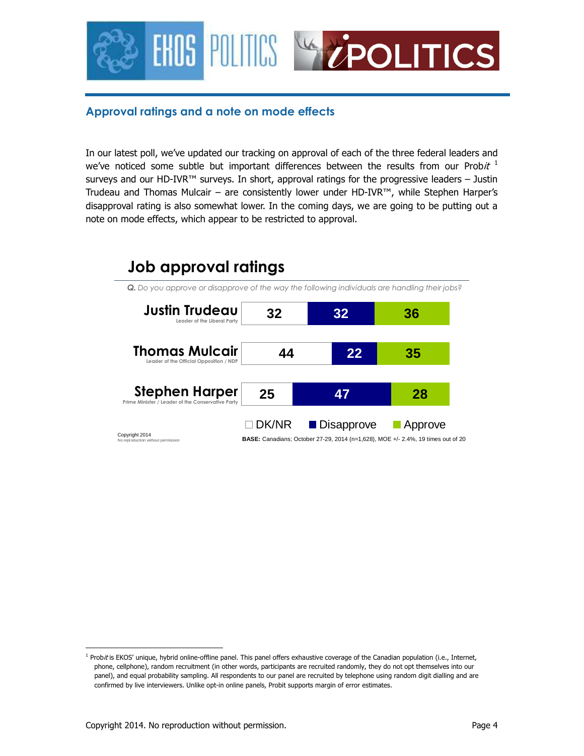## Approval ratings and a note on mode effects

In our latest poll, we've updated our tracking on approval of each of the three federal leaders and we've noticed some subtle but important differences between the results from our Prob*it* [1] surveys and our HD-IVR™ surveys. In short, approval ratings for the progressive leaders – Justin Trudeau and Thomas Mulcair – are consistently lower under HD-IVR™, while Stephen Harper's disapproval rating is also somewhat lower. In the coming days, we are going to be putting out a note on mode effects, which appear to be restricted to approval.

### Job approval ratings

***Q.*** *Do you approve or disapprove of the way the following individuals are handling their jobs?*

| | DK/NR | Disapprove | Approve |
|---|---|---|---|
| **Justin Trudeau** (Leader of the Liberal Party) | 32 | 32 | 36 |
| **Thomas Mulcair** (Leader of the Official Opposition / NDP) | 44 | 22 | 35 |
| **Stephen Harper** (Prime Minister / Leader of the Conservative Party) | 25 | 47 | 28 |

Copyright 2014
No reproduction without permission

**BASE:** Canadians; October 27-29, 2014 (n=1,628), MOE +/- 2.4%, 19 times out of 20

---

[1] Prob*it* is EKOS' unique, hybrid online-offline panel. This panel offers exhaustive coverage of the Canadian population (i.e., Internet, phone, cellphone), random recruitment (in other words, participants are recruited randomly, they do not opt themselves into our panel), and equal probability sampling. All respondents to our panel are recruited by telephone using random digit dialling and are confirmed by live interviewers. Unlike opt-in online panels, Probit supports margin of error estimates.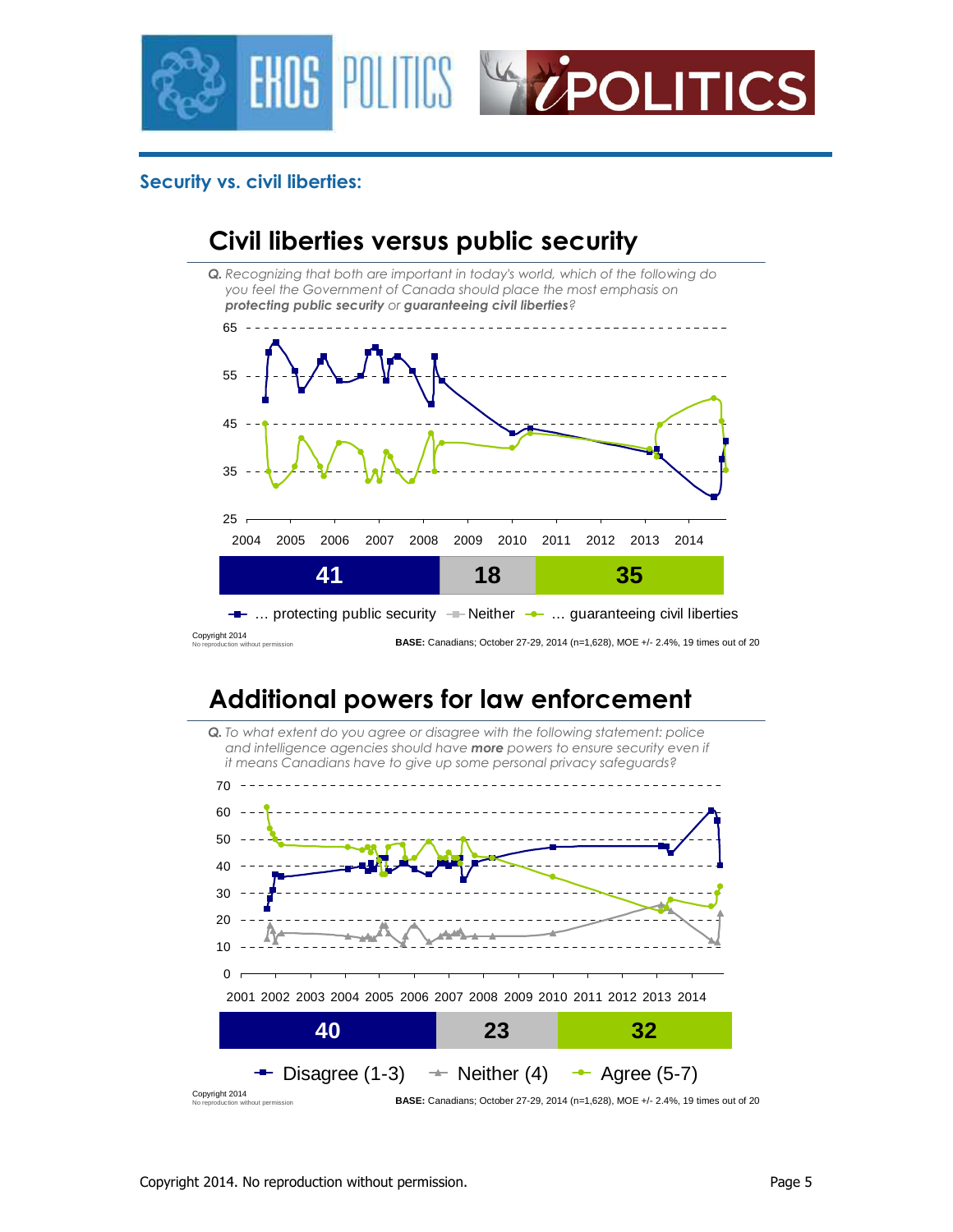## Security vs. civil liberties:

### Civil liberties versus public security

***Q.*** *Recognizing that both are important in today's world, which of the following do you feel the Government of Canada should place the most emphasis on* ***protecting public security*** *or* ***guaranteeing civil liberties****?*

| … protecting public security | Neither | … guaranteeing civil liberties |
|---|---|---|
| 41 | 18 | 35 |

Copyright 2014
No reproduction without permission

**BASE:** Canadians; October 27-29, 2014 (n=1,628), MOE +/- 2.4%, 19 times out of 20

### Additional powers for law enforcement

***Q.*** *To what extent do you agree or disagree with the following statement: police and intelligence agencies should have* ***more*** *powers to ensure security even if it means Canadians have to give up some personal privacy safeguards?*

| Disagree (1-3) | Neither (4) | Agree (5-7) |
|---|---|---|
| 40 | 23 | 32 |

Copyright 2014
No reproduction without permission

**BASE:** Canadians; October 27-29, 2014 (n=1,628), MOE +/- 2.4%, 19 times out of 20

Copyright 2014. No reproduction without permission.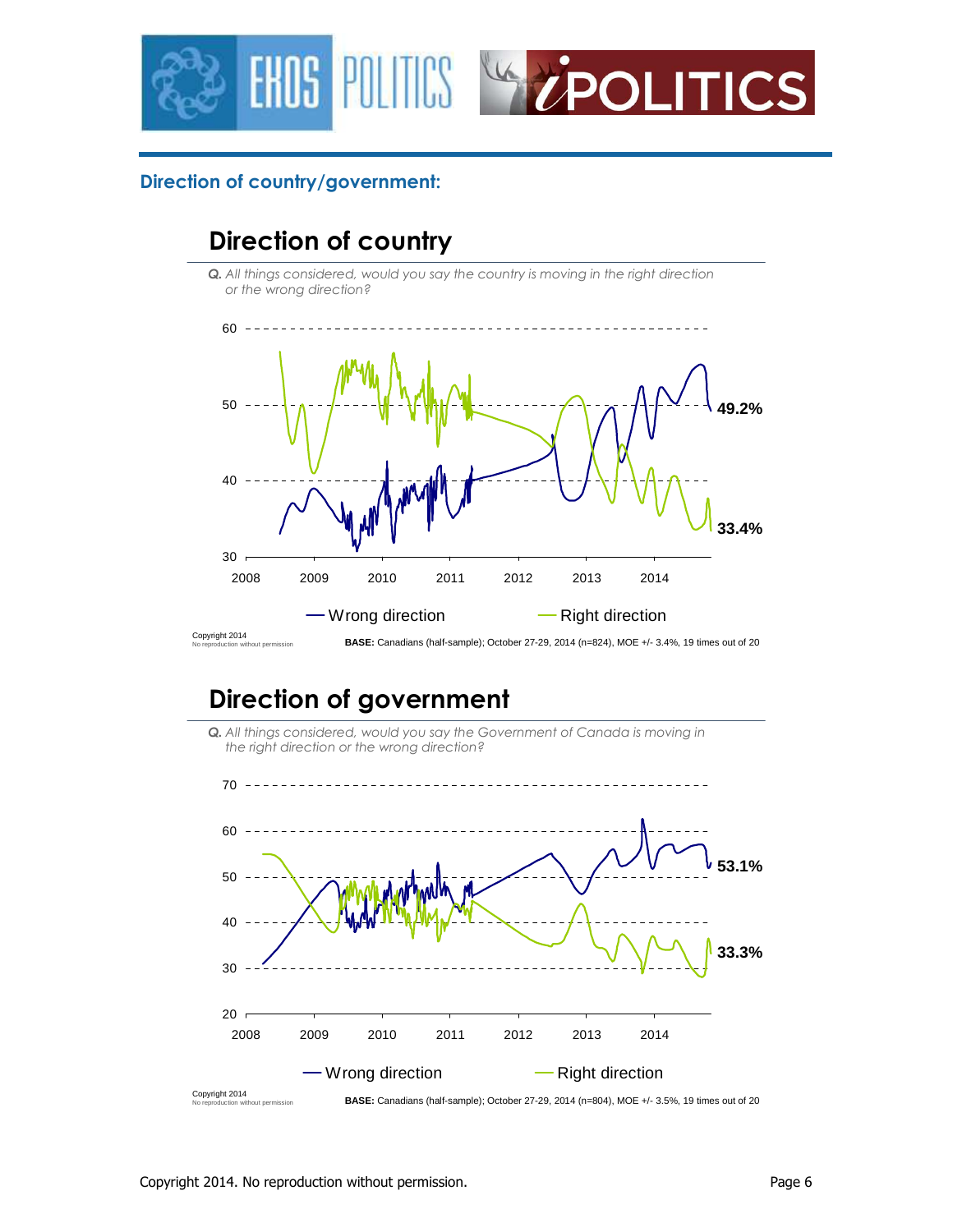## Direction of country/government:

### Direction of country

*Q. All things considered, would you say the country is moving in the right direction or the wrong direction?*

49.2%

33.4%

— Wrong direction — Right direction

Copyright 2014
No reproduction without permission

**BASE:** Canadians (half-sample); October 27-29, 2014 (n=824), MOE +/- 3.4%, 19 times out of 20

### Direction of government

*Q. All things considered, would you say the Government of Canada is moving in the right direction or the wrong direction?*

53.1%

33.3%

— Wrong direction — Right direction

Copyright 2014
No reproduction without permission

**BASE:** Canadians (half-sample); October 27-29, 2014 (n=804), MOE +/- 3.5%, 19 times out of 20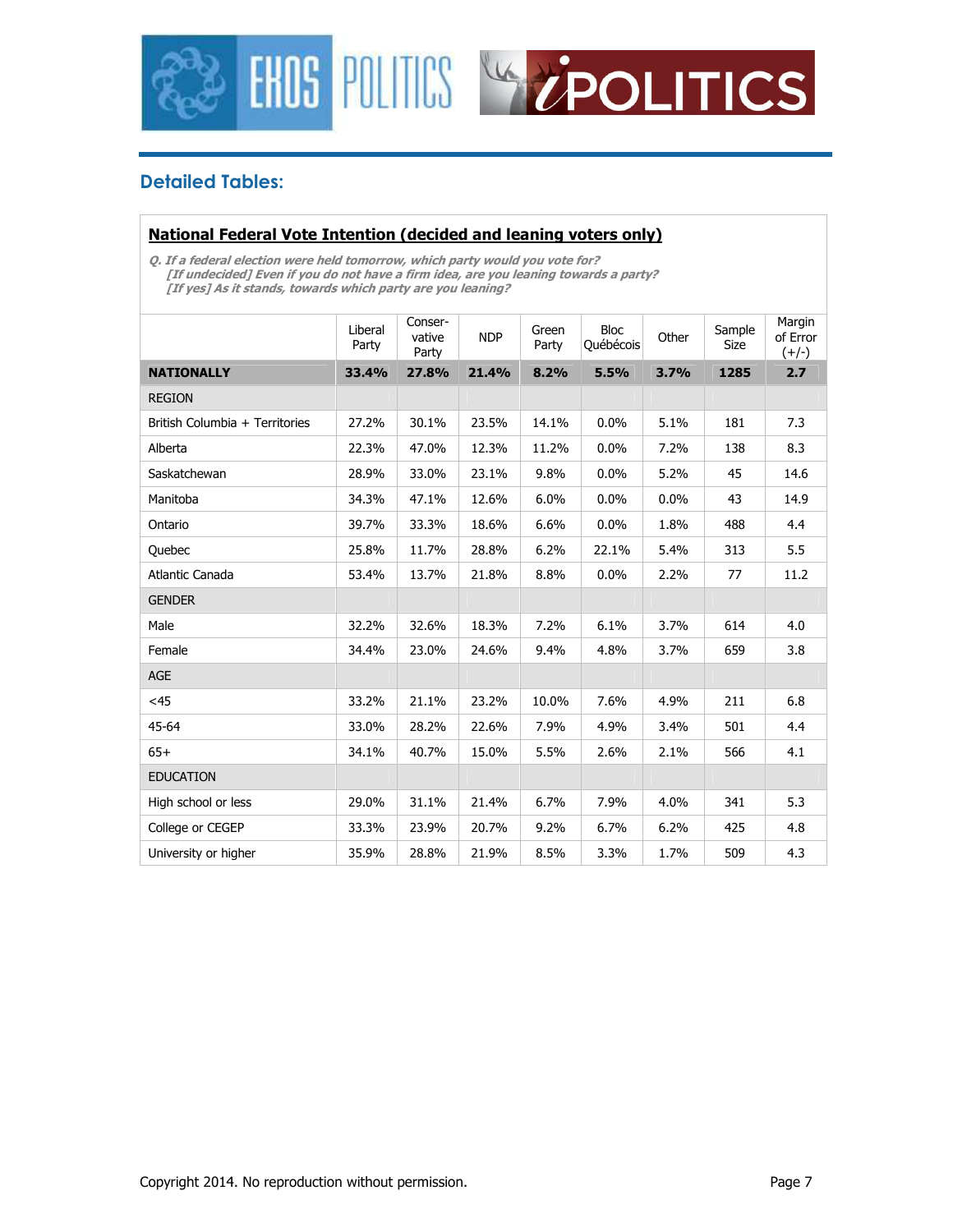## Detailed Tables:

**National Federal Vote Intention (decided and leaning voters only)**

*Q. If a federal election were held tomorrow, which party would you vote for?*
*[If undecided] Even if you do not have a firm idea, are you leaning towards a party?*
*[If yes] As it stands, towards which party are you leaning?*

| | Liberal Party | Conservative Party | NDP | Green Party | Bloc Québécois | Other | Sample Size | Margin of Error (+/-) |
|---|---|---|---|---|---|---|---|---|
| **NATIONALLY** | **33.4%** | **27.8%** | **21.4%** | **8.2%** | **5.5%** | **3.7%** | **1285** | **2.7** |
| REGION | | | | | | | | |
| British Columbia + Territories | 27.2% | 30.1% | 23.5% | 14.1% | 0.0% | 5.1% | 181 | 7.3 |
| Alberta | 22.3% | 47.0% | 12.3% | 11.2% | 0.0% | 7.2% | 138 | 8.3 |
| Saskatchewan | 28.9% | 33.0% | 23.1% | 9.8% | 0.0% | 5.2% | 45 | 14.6 |
| Manitoba | 34.3% | 47.1% | 12.6% | 6.0% | 0.0% | 0.0% | 43 | 14.9 |
| Ontario | 39.7% | 33.3% | 18.6% | 6.6% | 0.0% | 1.8% | 488 | 4.4 |
| Quebec | 25.8% | 11.7% | 28.8% | 6.2% | 22.1% | 5.4% | 313 | 5.5 |
| Atlantic Canada | 53.4% | 13.7% | 21.8% | 8.8% | 0.0% | 2.2% | 77 | 11.2 |
| GENDER | | | | | | | | |
| Male | 32.2% | 32.6% | 18.3% | 7.2% | 6.1% | 3.7% | 614 | 4.0 |
| Female | 34.4% | 23.0% | 24.6% | 9.4% | 4.8% | 3.7% | 659 | 3.8 |
| AGE | | | | | | | | |
| <45 | 33.2% | 21.1% | 23.2% | 10.0% | 7.6% | 4.9% | 211 | 6.8 |
| 45-64 | 33.0% | 28.2% | 22.6% | 7.9% | 4.9% | 3.4% | 501 | 4.4 |
| 65+ | 34.1% | 40.7% | 15.0% | 5.5% | 2.6% | 2.1% | 566 | 4.1 |
| EDUCATION | | | | | | | | |
| High school or less | 29.0% | 31.1% | 21.4% | 6.7% | 7.9% | 4.0% | 341 | 5.3 |
| College or CEGEP | 33.3% | 23.9% | 20.7% | 9.2% | 6.7% | 6.2% | 425 | 4.8 |
| University or higher | 35.9% | 28.8% | 21.9% | 8.5% | 3.3% | 1.7% | 509 | 4.3 |

Copyright 2014. No reproduction without permission.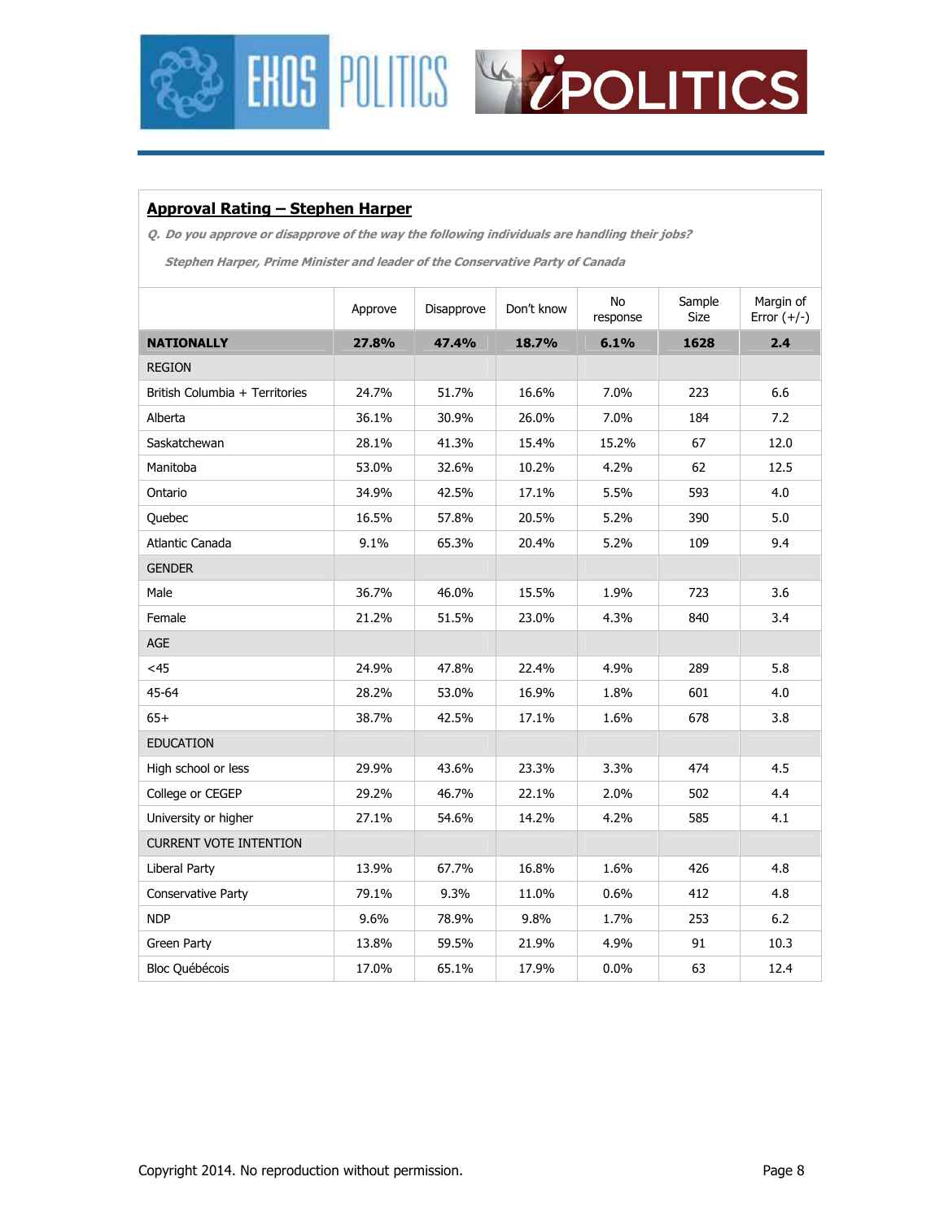## Approval Rating – Stephen Harper

***Q. Do you approve or disapprove of the way the following individuals are handling their jobs?***

***Stephen Harper, Prime Minister and leader of the Conservative Party of Canada***

| | Approve | Disapprove | Don't know | No response | Sample Size | Margin of Error (+/-) |
|---|---|---|---|---|---|---|
| **NATIONALLY** | **27.8%** | **47.4%** | **18.7%** | **6.1%** | **1628** | **2.4** |
| REGION | | | | | | |
| British Columbia + Territories | 24.7% | 51.7% | 16.6% | 7.0% | 223 | 6.6 |
| Alberta | 36.1% | 30.9% | 26.0% | 7.0% | 184 | 7.2 |
| Saskatchewan | 28.1% | 41.3% | 15.4% | 15.2% | 67 | 12.0 |
| Manitoba | 53.0% | 32.6% | 10.2% | 4.2% | 62 | 12.5 |
| Ontario | 34.9% | 42.5% | 17.1% | 5.5% | 593 | 4.0 |
| Quebec | 16.5% | 57.8% | 20.5% | 5.2% | 390 | 5.0 |
| Atlantic Canada | 9.1% | 65.3% | 20.4% | 5.2% | 109 | 9.4 |
| GENDER | | | | | | |
| Male | 36.7% | 46.0% | 15.5% | 1.9% | 723 | 3.6 |
| Female | 21.2% | 51.5% | 23.0% | 4.3% | 840 | 3.4 |
| AGE | | | | | | |
| <45 | 24.9% | 47.8% | 22.4% | 4.9% | 289 | 5.8 |
| 45-64 | 28.2% | 53.0% | 16.9% | 1.8% | 601 | 4.0 |
| 65+ | 38.7% | 42.5% | 17.1% | 1.6% | 678 | 3.8 |
| EDUCATION | | | | | | |
| High school or less | 29.9% | 43.6% | 23.3% | 3.3% | 474 | 4.5 |
| College or CEGEP | 29.2% | 46.7% | 22.1% | 2.0% | 502 | 4.4 |
| University or higher | 27.1% | 54.6% | 14.2% | 4.2% | 585 | 4.1 |
| CURRENT VOTE INTENTION | | | | | | |
| Liberal Party | 13.9% | 67.7% | 16.8% | 1.6% | 426 | 4.8 |
| Conservative Party | 79.1% | 9.3% | 11.0% | 0.6% | 412 | 4.8 |
| NDP | 9.6% | 78.9% | 9.8% | 1.7% | 253 | 6.2 |
| Green Party | 13.8% | 59.5% | 21.9% | 4.9% | 91 | 10.3 |
| Bloc Québécois | 17.0% | 65.1% | 17.9% | 0.0% | 63 | 12.4 |

Copyright 2014. No reproduction without permission.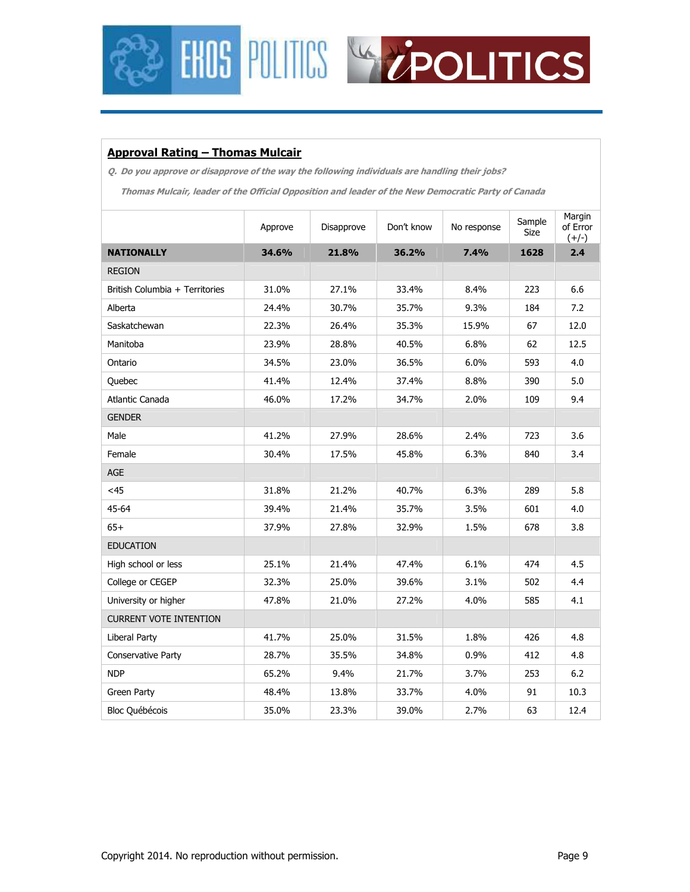## Approval Rating – Thomas Mulcair

***Q. Do you approve or disapprove of the way the following individuals are handling their jobs?***

***Thomas Mulcair, leader of the Official Opposition and leader of the New Democratic Party of Canada***

| | Approve | Disapprove | Don't know | No response | Sample Size | Margin of Error (+/-) |
|---|---|---|---|---|---|---|
| **NATIONALLY** | **34.6%** | **21.8%** | **36.2%** | **7.4%** | **1628** | **2.4** |
| REGION | | | | | | |
| British Columbia + Territories | 31.0% | 27.1% | 33.4% | 8.4% | 223 | 6.6 |
| Alberta | 24.4% | 30.7% | 35.7% | 9.3% | 184 | 7.2 |
| Saskatchewan | 22.3% | 26.4% | 35.3% | 15.9% | 67 | 12.0 |
| Manitoba | 23.9% | 28.8% | 40.5% | 6.8% | 62 | 12.5 |
| Ontario | 34.5% | 23.0% | 36.5% | 6.0% | 593 | 4.0 |
| Quebec | 41.4% | 12.4% | 37.4% | 8.8% | 390 | 5.0 |
| Atlantic Canada | 46.0% | 17.2% | 34.7% | 2.0% | 109 | 9.4 |
| GENDER | | | | | | |
| Male | 41.2% | 27.9% | 28.6% | 2.4% | 723 | 3.6 |
| Female | 30.4% | 17.5% | 45.8% | 6.3% | 840 | 3.4 |
| AGE | | | | | | |
| <45 | 31.8% | 21.2% | 40.7% | 6.3% | 289 | 5.8 |
| 45-64 | 39.4% | 21.4% | 35.7% | 3.5% | 601 | 4.0 |
| 65+ | 37.9% | 27.8% | 32.9% | 1.5% | 678 | 3.8 |
| EDUCATION | | | | | | |
| High school or less | 25.1% | 21.4% | 47.4% | 6.1% | 474 | 4.5 |
| College or CEGEP | 32.3% | 25.0% | 39.6% | 3.1% | 502 | 4.4 |
| University or higher | 47.8% | 21.0% | 27.2% | 4.0% | 585 | 4.1 |
| CURRENT VOTE INTENTION | | | | | | |
| Liberal Party | 41.7% | 25.0% | 31.5% | 1.8% | 426 | 4.8 |
| Conservative Party | 28.7% | 35.5% | 34.8% | 0.9% | 412 | 4.8 |
| NDP | 65.2% | 9.4% | 21.7% | 3.7% | 253 | 6.2 |
| Green Party | 48.4% | 13.8% | 33.7% | 4.0% | 91 | 10.3 |
| Bloc Québécois | 35.0% | 23.3% | 39.0% | 2.7% | 63 | 12.4 |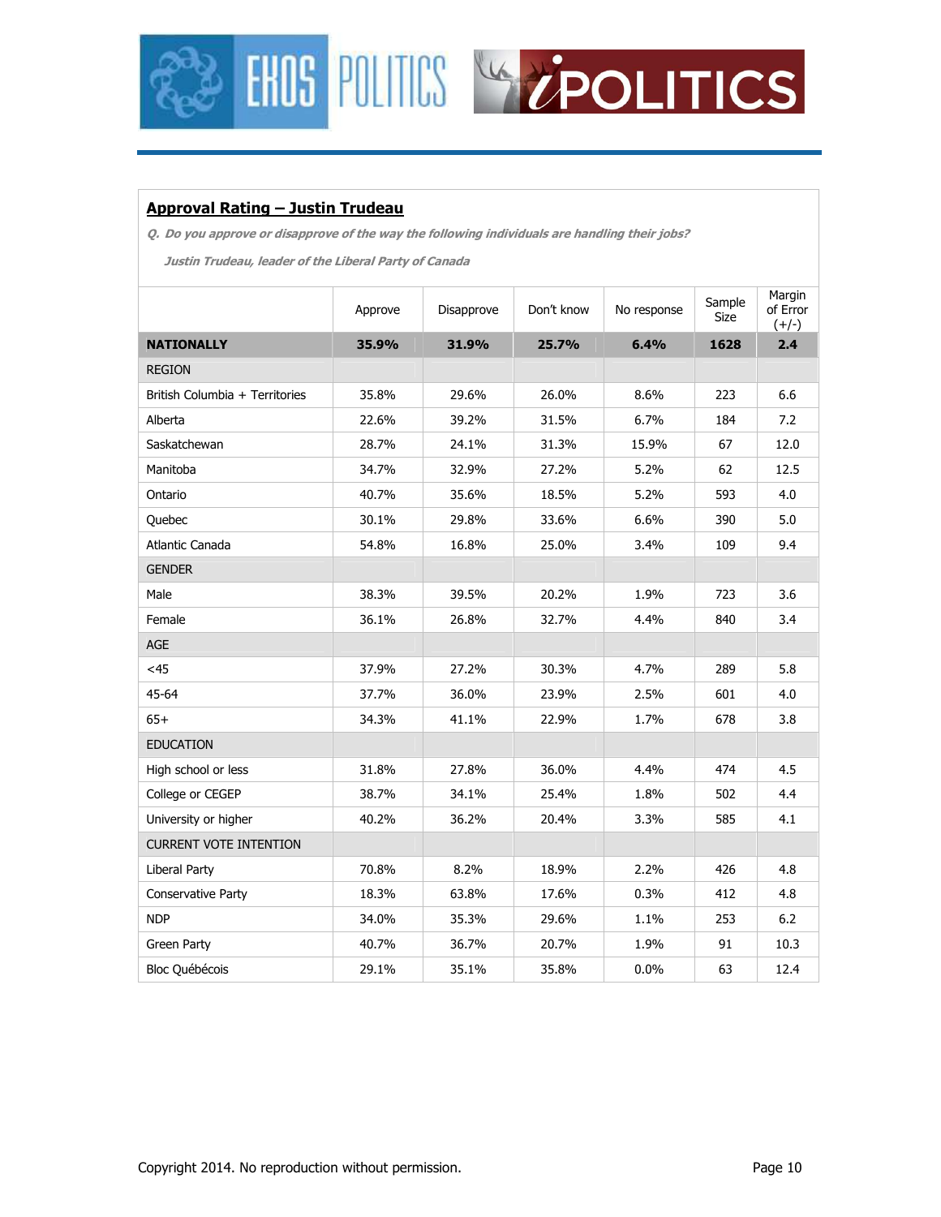## Approval Rating – Justin Trudeau

*Q. Do you approve or disapprove of the way the following individuals are handling their jobs?*

*Justin Trudeau, leader of the Liberal Party of Canada*

| | Approve | Disapprove | Don't know | No response | Sample Size | Margin of Error (+/-) |
|---|---|---|---|---|---|---|
| **NATIONALLY** | **35.9%** | **31.9%** | **25.7%** | **6.4%** | **1628** | **2.4** |
| REGION | | | | | | |
| British Columbia + Territories | 35.8% | 29.6% | 26.0% | 8.6% | 223 | 6.6 |
| Alberta | 22.6% | 39.2% | 31.5% | 6.7% | 184 | 7.2 |
| Saskatchewan | 28.7% | 24.1% | 31.3% | 15.9% | 67 | 12.0 |
| Manitoba | 34.7% | 32.9% | 27.2% | 5.2% | 62 | 12.5 |
| Ontario | 40.7% | 35.6% | 18.5% | 5.2% | 593 | 4.0 |
| Quebec | 30.1% | 29.8% | 33.6% | 6.6% | 390 | 5.0 |
| Atlantic Canada | 54.8% | 16.8% | 25.0% | 3.4% | 109 | 9.4 |
| GENDER | | | | | | |
| Male | 38.3% | 39.5% | 20.2% | 1.9% | 723 | 3.6 |
| Female | 36.1% | 26.8% | 32.7% | 4.4% | 840 | 3.4 |
| AGE | | | | | | |
| <45 | 37.9% | 27.2% | 30.3% | 4.7% | 289 | 5.8 |
| 45-64 | 37.7% | 36.0% | 23.9% | 2.5% | 601 | 4.0 |
| 65+ | 34.3% | 41.1% | 22.9% | 1.7% | 678 | 3.8 |
| EDUCATION | | | | | | |
| High school or less | 31.8% | 27.8% | 36.0% | 4.4% | 474 | 4.5 |
| College or CEGEP | 38.7% | 34.1% | 25.4% | 1.8% | 502 | 4.4 |
| University or higher | 40.2% | 36.2% | 20.4% | 3.3% | 585 | 4.1 |
| CURRENT VOTE INTENTION | | | | | | |
| Liberal Party | 70.8% | 8.2% | 18.9% | 2.2% | 426 | 4.8 |
| Conservative Party | 18.3% | 63.8% | 17.6% | 0.3% | 412 | 4.8 |
| NDP | 34.0% | 35.3% | 29.6% | 1.1% | 253 | 6.2 |
| Green Party | 40.7% | 36.7% | 20.7% | 1.9% | 91 | 10.3 |
| Bloc Québécois | 29.1% | 35.1% | 35.8% | 0.0% | 63 | 12.4 |

Copyright 2014. No reproduction without permission.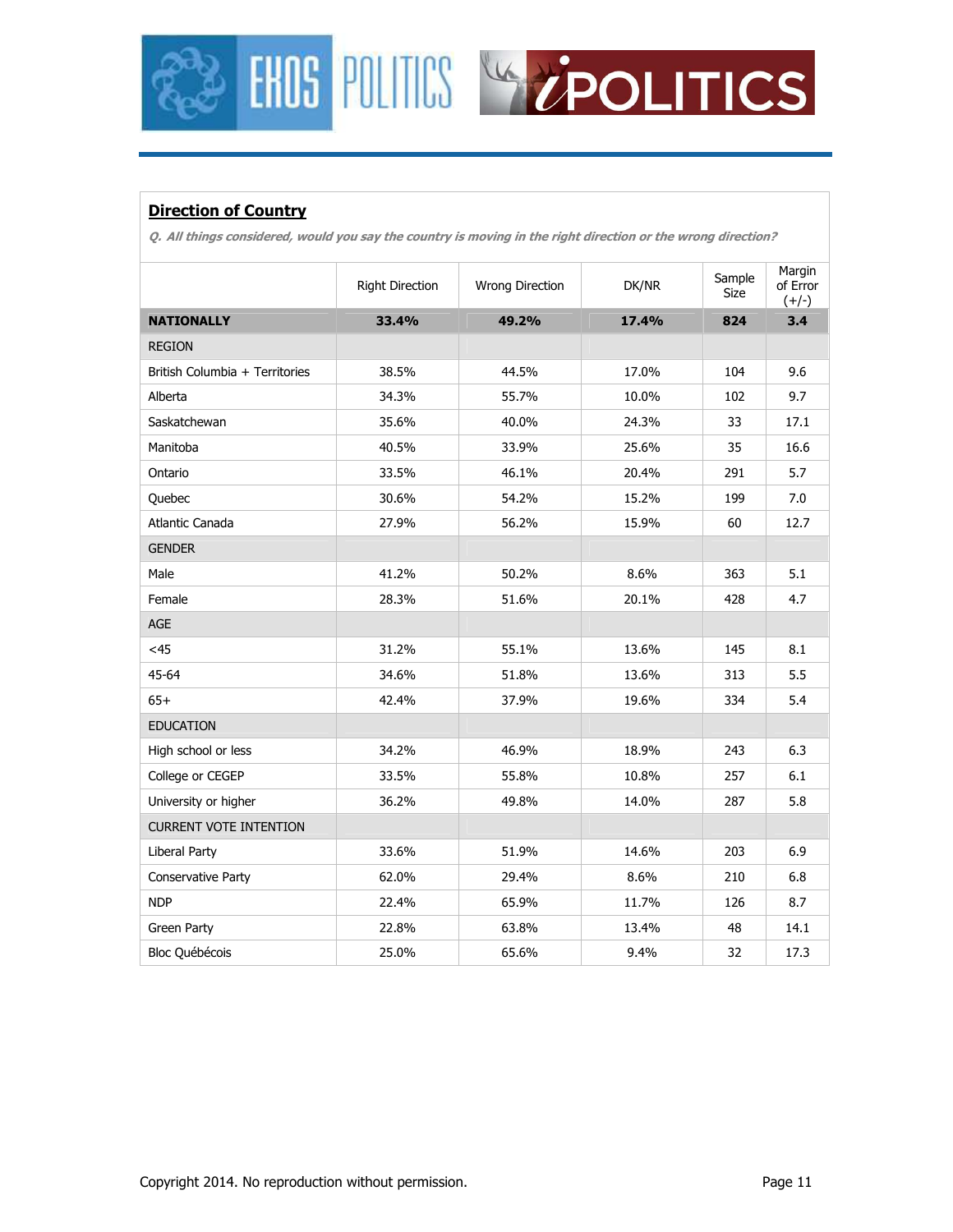## Direction of Country

*Q. All things considered, would you say the country is moving in the right direction or the wrong direction?*

| | Right Direction | Wrong Direction | DK/NR | Sample Size | Margin of Error (+/-) |
|---|---|---|---|---|---|
| **NATIONALLY** | **33.4%** | **49.2%** | **17.4%** | **824** | **3.4** |
| REGION | | | | | |
| British Columbia + Territories | 38.5% | 44.5% | 17.0% | 104 | 9.6 |
| Alberta | 34.3% | 55.7% | 10.0% | 102 | 9.7 |
| Saskatchewan | 35.6% | 40.0% | 24.3% | 33 | 17.1 |
| Manitoba | 40.5% | 33.9% | 25.6% | 35 | 16.6 |
| Ontario | 33.5% | 46.1% | 20.4% | 291 | 5.7 |
| Quebec | 30.6% | 54.2% | 15.2% | 199 | 7.0 |
| Atlantic Canada | 27.9% | 56.2% | 15.9% | 60 | 12.7 |
| GENDER | | | | | |
| Male | 41.2% | 50.2% | 8.6% | 363 | 5.1 |
| Female | 28.3% | 51.6% | 20.1% | 428 | 4.7 |
| AGE | | | | | |
| <45 | 31.2% | 55.1% | 13.6% | 145 | 8.1 |
| 45-64 | 34.6% | 51.8% | 13.6% | 313 | 5.5 |
| 65+ | 42.4% | 37.9% | 19.6% | 334 | 5.4 |
| EDUCATION | | | | | |
| High school or less | 34.2% | 46.9% | 18.9% | 243 | 6.3 |
| College or CEGEP | 33.5% | 55.8% | 10.8% | 257 | 6.1 |
| University or higher | 36.2% | 49.8% | 14.0% | 287 | 5.8 |
| CURRENT VOTE INTENTION | | | | | |
| Liberal Party | 33.6% | 51.9% | 14.6% | 203 | 6.9 |
| Conservative Party | 62.0% | 29.4% | 8.6% | 210 | 6.8 |
| NDP | 22.4% | 65.9% | 11.7% | 126 | 8.7 |
| Green Party | 22.8% | 63.8% | 13.4% | 48 | 14.1 |
| Bloc Québécois | 25.0% | 65.6% | 9.4% | 32 | 17.3 |

Copyright 2014. No reproduction without permission.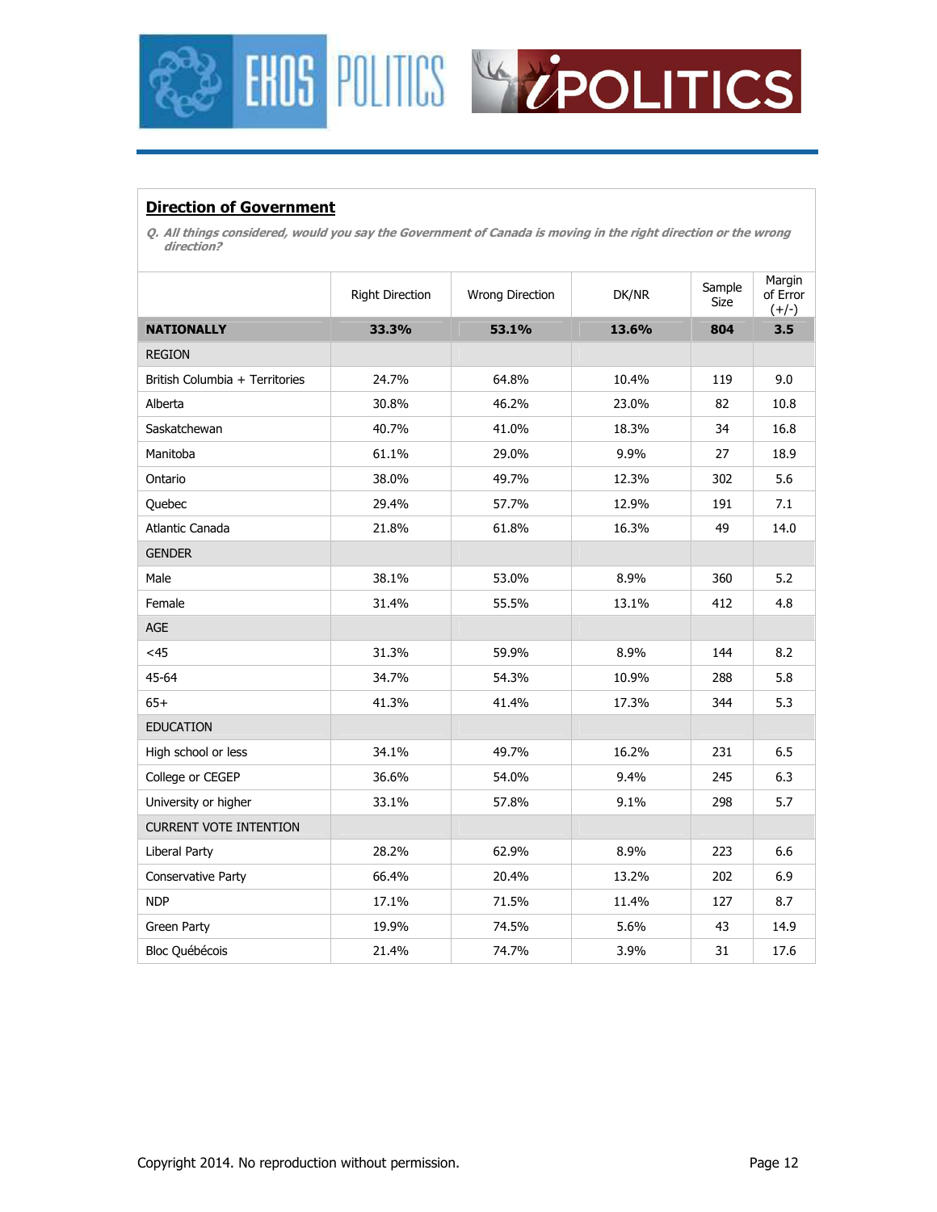## Direction of Government

*Q. All things considered, would you say the Government of Canada is moving in the right direction or the wrong direction?*

| | Right Direction | Wrong Direction | DK/NR | Sample Size | Margin of Error (+/-) |
|---|---|---|---|---|---|
| **NATIONALLY** | **33.3%** | **53.1%** | **13.6%** | **804** | **3.5** |
| REGION | | | | | |
| British Columbia + Territories | 24.7% | 64.8% | 10.4% | 119 | 9.0 |
| Alberta | 30.8% | 46.2% | 23.0% | 82 | 10.8 |
| Saskatchewan | 40.7% | 41.0% | 18.3% | 34 | 16.8 |
| Manitoba | 61.1% | 29.0% | 9.9% | 27 | 18.9 |
| Ontario | 38.0% | 49.7% | 12.3% | 302 | 5.6 |
| Quebec | 29.4% | 57.7% | 12.9% | 191 | 7.1 |
| Atlantic Canada | 21.8% | 61.8% | 16.3% | 49 | 14.0 |
| GENDER | | | | | |
| Male | 38.1% | 53.0% | 8.9% | 360 | 5.2 |
| Female | 31.4% | 55.5% | 13.1% | 412 | 4.8 |
| AGE | | | | | |
| <45 | 31.3% | 59.9% | 8.9% | 144 | 8.2 |
| 45-64 | 34.7% | 54.3% | 10.9% | 288 | 5.8 |
| 65+ | 41.3% | 41.4% | 17.3% | 344 | 5.3 |
| EDUCATION | | | | | |
| High school or less | 34.1% | 49.7% | 16.2% | 231 | 6.5 |
| College or CEGEP | 36.6% | 54.0% | 9.4% | 245 | 6.3 |
| University or higher | 33.1% | 57.8% | 9.1% | 298 | 5.7 |
| CURRENT VOTE INTENTION | | | | | |
| Liberal Party | 28.2% | 62.9% | 8.9% | 223 | 6.6 |
| Conservative Party | 66.4% | 20.4% | 13.2% | 202 | 6.9 |
| NDP | 17.1% | 71.5% | 11.4% | 127 | 8.7 |
| Green Party | 19.9% | 74.5% | 5.6% | 43 | 14.9 |
| Bloc Québécois | 21.4% | 74.7% | 3.9% | 31 | 17.6 |

Copyright 2014. No reproduction without permission.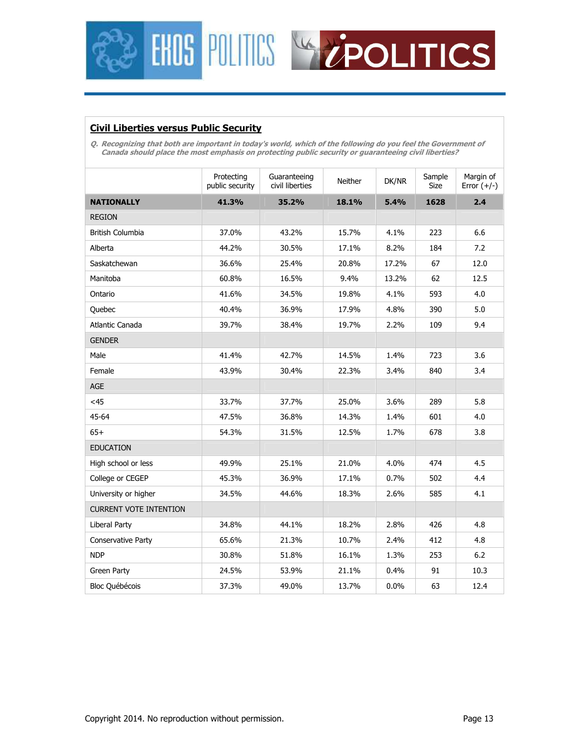## Civil Liberties versus Public Security

*Q. Recognizing that both are important in today's world, which of the following do you feel the Government of Canada should place the most emphasis on protecting public security or guaranteeing civil liberties?*

| | Protecting public security | Guaranteeing civil liberties | Neither | DK/NR | Sample Size | Margin of Error (+/-) |
|---|---|---|---|---|---|---|
| **NATIONALLY** | **41.3%** | **35.2%** | **18.1%** | **5.4%** | **1628** | **2.4** |
| REGION | | | | | | |
| British Columbia | 37.0% | 43.2% | 15.7% | 4.1% | 223 | 6.6 |
| Alberta | 44.2% | 30.5% | 17.1% | 8.2% | 184 | 7.2 |
| Saskatchewan | 36.6% | 25.4% | 20.8% | 17.2% | 67 | 12.0 |
| Manitoba | 60.8% | 16.5% | 9.4% | 13.2% | 62 | 12.5 |
| Ontario | 41.6% | 34.5% | 19.8% | 4.1% | 593 | 4.0 |
| Quebec | 40.4% | 36.9% | 17.9% | 4.8% | 390 | 5.0 |
| Atlantic Canada | 39.7% | 38.4% | 19.7% | 2.2% | 109 | 9.4 |
| GENDER | | | | | | |
| Male | 41.4% | 42.7% | 14.5% | 1.4% | 723 | 3.6 |
| Female | 43.9% | 30.4% | 22.3% | 3.4% | 840 | 3.4 |
| AGE | | | | | | |
| <45 | 33.7% | 37.7% | 25.0% | 3.6% | 289 | 5.8 |
| 45-64 | 47.5% | 36.8% | 14.3% | 1.4% | 601 | 4.0 |
| 65+ | 54.3% | 31.5% | 12.5% | 1.7% | 678 | 3.8 |
| EDUCATION | | | | | | |
| High school or less | 49.9% | 25.1% | 21.0% | 4.0% | 474 | 4.5 |
| College or CEGEP | 45.3% | 36.9% | 17.1% | 0.7% | 502 | 4.4 |
| University or higher | 34.5% | 44.6% | 18.3% | 2.6% | 585 | 4.1 |
| CURRENT VOTE INTENTION | | | | | | |
| Liberal Party | 34.8% | 44.1% | 18.2% | 2.8% | 426 | 4.8 |
| Conservative Party | 65.6% | 21.3% | 10.7% | 2.4% | 412 | 4.8 |
| NDP | 30.8% | 51.8% | 16.1% | 1.3% | 253 | 6.2 |
| Green Party | 24.5% | 53.9% | 21.1% | 0.4% | 91 | 10.3 |
| Bloc Québécois | 37.3% | 49.0% | 13.7% | 0.0% | 63 | 12.4 |

Copyright 2014. No reproduction without permission.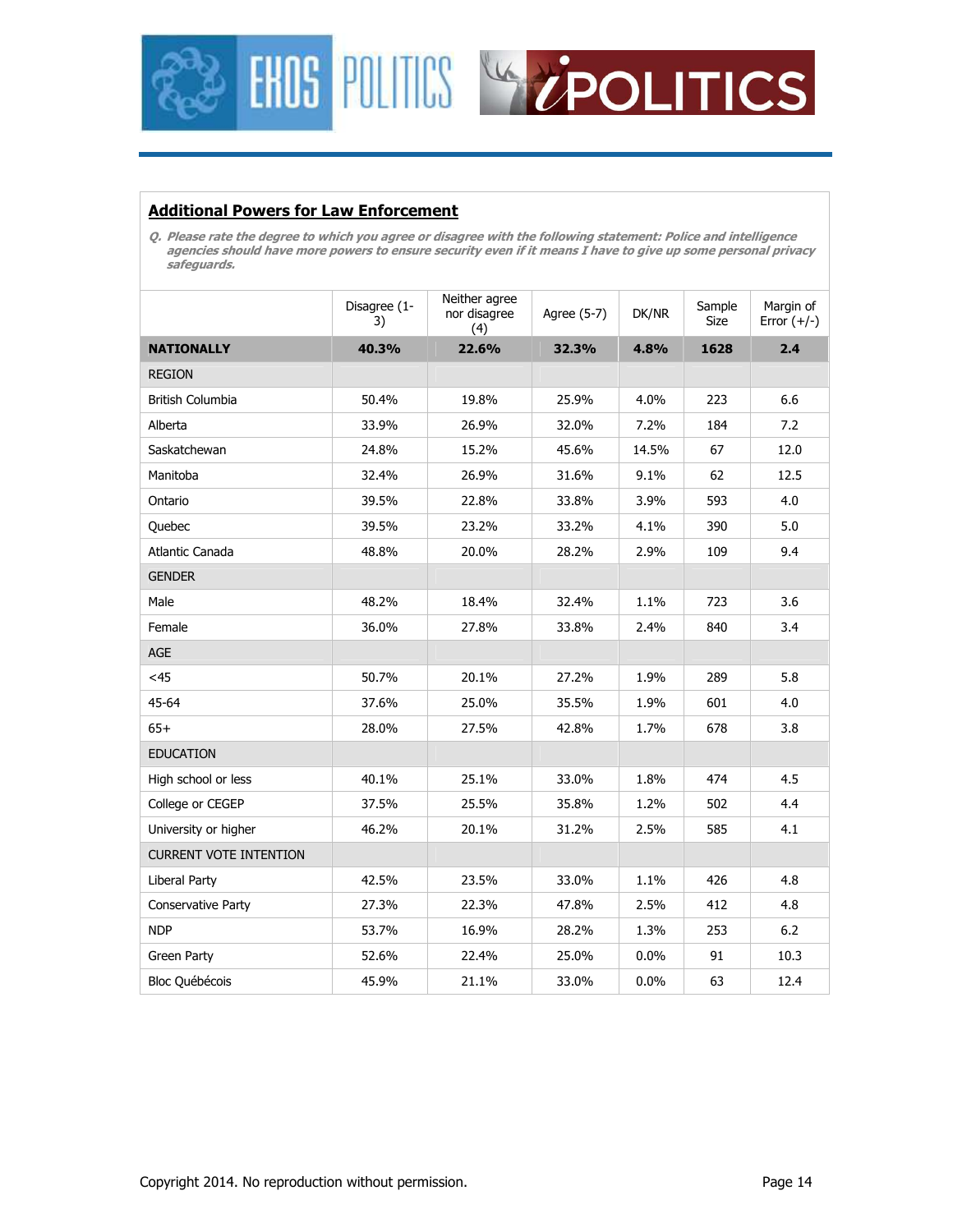## Additional Powers for Law Enforcement

*Q. Please rate the degree to which you agree or disagree with the following statement: Police and intelligence agencies should have more powers to ensure security even if it means I have to give up some personal privacy safeguards.*

| | Disagree (1-3) | Neither agree nor disagree (4) | Agree (5-7) | DK/NR | Sample Size | Margin of Error (+/-) |
|---|---|---|---|---|---|---|
| **NATIONALLY** | **40.3%** | **22.6%** | **32.3%** | **4.8%** | **1628** | **2.4** |
| REGION | | | | | | |
| British Columbia | 50.4% | 19.8% | 25.9% | 4.0% | 223 | 6.6 |
| Alberta | 33.9% | 26.9% | 32.0% | 7.2% | 184 | 7.2 |
| Saskatchewan | 24.8% | 15.2% | 45.6% | 14.5% | 67 | 12.0 |
| Manitoba | 32.4% | 26.9% | 31.6% | 9.1% | 62 | 12.5 |
| Ontario | 39.5% | 22.8% | 33.8% | 3.9% | 593 | 4.0 |
| Quebec | 39.5% | 23.2% | 33.2% | 4.1% | 390 | 5.0 |
| Atlantic Canada | 48.8% | 20.0% | 28.2% | 2.9% | 109 | 9.4 |
| GENDER | | | | | | |
| Male | 48.2% | 18.4% | 32.4% | 1.1% | 723 | 3.6 |
| Female | 36.0% | 27.8% | 33.8% | 2.4% | 840 | 3.4 |
| AGE | | | | | | |
| <45 | 50.7% | 20.1% | 27.2% | 1.9% | 289 | 5.8 |
| 45-64 | 37.6% | 25.0% | 35.5% | 1.9% | 601 | 4.0 |
| 65+ | 28.0% | 27.5% | 42.8% | 1.7% | 678 | 3.8 |
| EDUCATION | | | | | | |
| High school or less | 40.1% | 25.1% | 33.0% | 1.8% | 474 | 4.5 |
| College or CEGEP | 37.5% | 25.5% | 35.8% | 1.2% | 502 | 4.4 |
| University or higher | 46.2% | 20.1% | 31.2% | 2.5% | 585 | 4.1 |
| CURRENT VOTE INTENTION | | | | | | |
| Liberal Party | 42.5% | 23.5% | 33.0% | 1.1% | 426 | 4.8 |
| Conservative Party | 27.3% | 22.3% | 47.8% | 2.5% | 412 | 4.8 |
| NDP | 53.7% | 16.9% | 28.2% | 1.3% | 253 | 6.2 |
| Green Party | 52.6% | 22.4% | 25.0% | 0.0% | 91 | 10.3 |
| Bloc Québécois | 45.9% | 21.1% | 33.0% | 0.0% | 63 | 12.4 |

Copyright 2014. No reproduction without permission.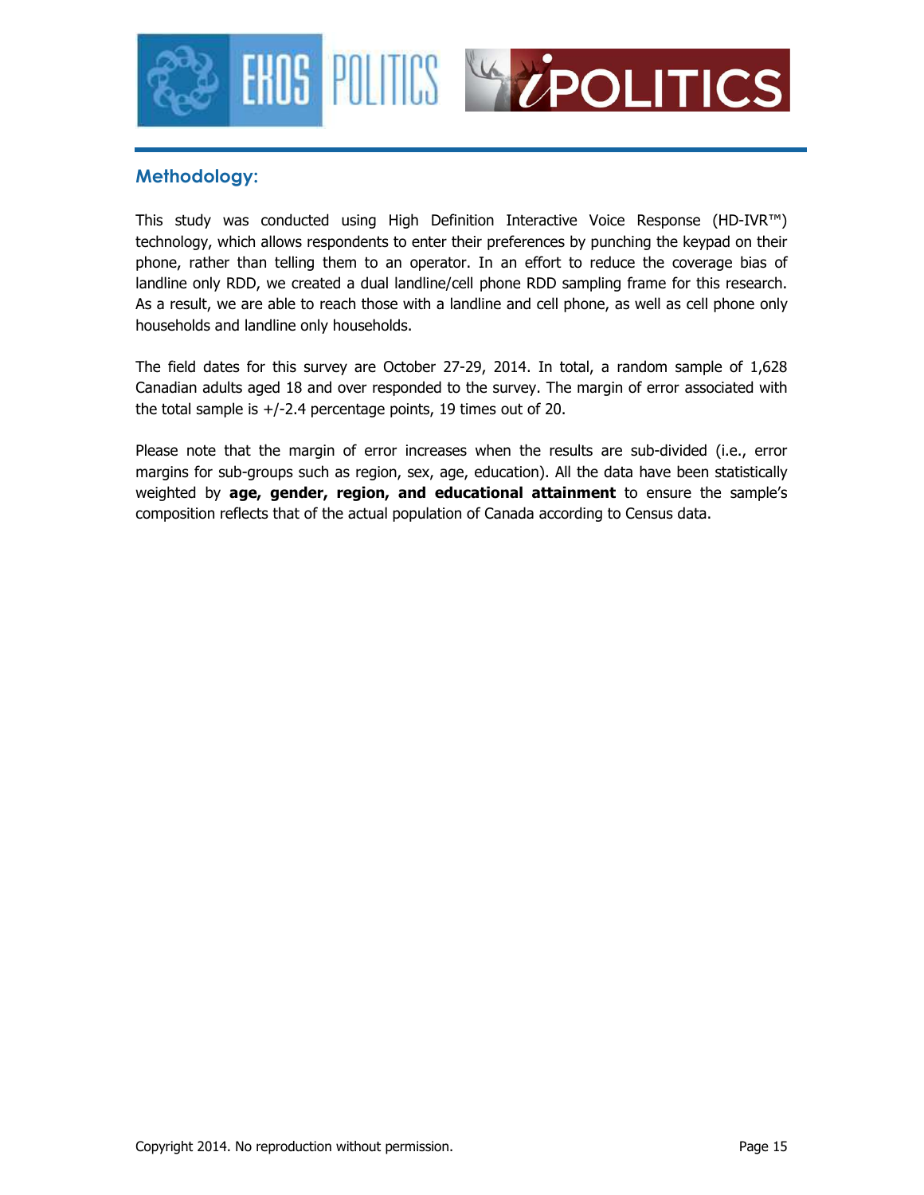## Methodology:

This study was conducted using High Definition Interactive Voice Response (HD-IVR™) technology, which allows respondents to enter their preferences by punching the keypad on their phone, rather than telling them to an operator. In an effort to reduce the coverage bias of landline only RDD, we created a dual landline/cell phone RDD sampling frame for this research. As a result, we are able to reach those with a landline and cell phone, as well as cell phone only households and landline only households.

The field dates for this survey are October 27-29, 2014. In total, a random sample of 1,628 Canadian adults aged 18 and over responded to the survey. The margin of error associated with the total sample is +/-2.4 percentage points, 19 times out of 20.

Please note that the margin of error increases when the results are sub-divided (i.e., error margins for sub-groups such as region, sex, age, education). All the data have been statistically weighted by **age, gender, region, and educational attainment** to ensure the sample's composition reflects that of the actual population of Canada according to Census data.